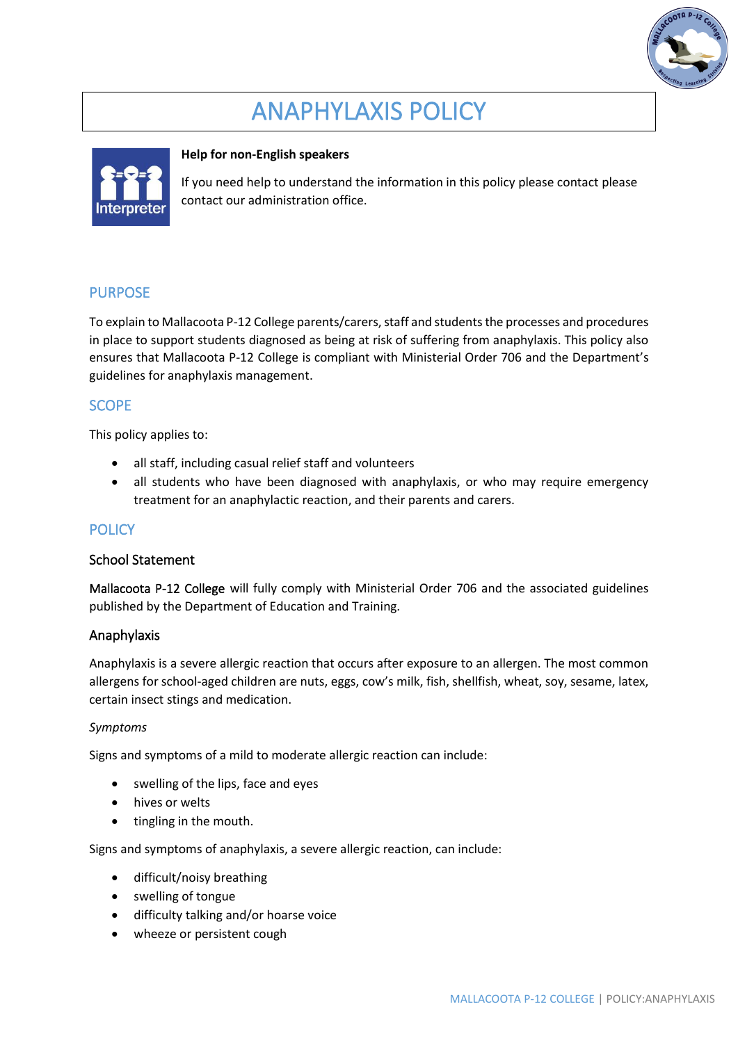# ANAPHYLAXIS POLICY

**Help for non-English speakers**

If you need help to understand the information in this policy please contact please contact our administration office.

## PURPOSE

To explain to Mallacoota P-12 College parents/carers, staff and students the processes and procedures in place to support students diagnosed as being at risk of suffering from anaphylaxis. This policy also ensures that Mallacoota P-12 College is compliant with Ministerial Order 706 and the Department's guidelines for anaphylaxis management.

## SCOPE

This policy applies to:

- all staff, including casual relief staff and volunteers
- all students who have been diagnosed with anaphylaxis, or who may require emergency treatment for an anaphylactic reaction, and their parents and carers.

## POLICY

### School Statement

Mallacoota P-12 College will fully comply with Ministerial Order 706 and the associated guidelines published by the Department of Education and Training.

### Anaphylaxis

Anaphylaxis is a severe allergic reaction that occurs after exposure to an allergen. The most common allergens for school-aged children are nuts, eggs, cow's milk, fish, shellfish, wheat, soy, sesame, latex, certain insect stings and medication.

*Symptoms*

Signs and symptoms of a mild to moderate allergic reaction can include:

- swelling of the lips, face and eyes
- hives or welts
- tingling in the mouth.

Signs and symptoms of anaphylaxis, a severe allergic reaction, can include:

- difficult/noisy breathing
- swelling of tongue
- difficulty talking and/or hoarse voice
- wheeze or persistent cough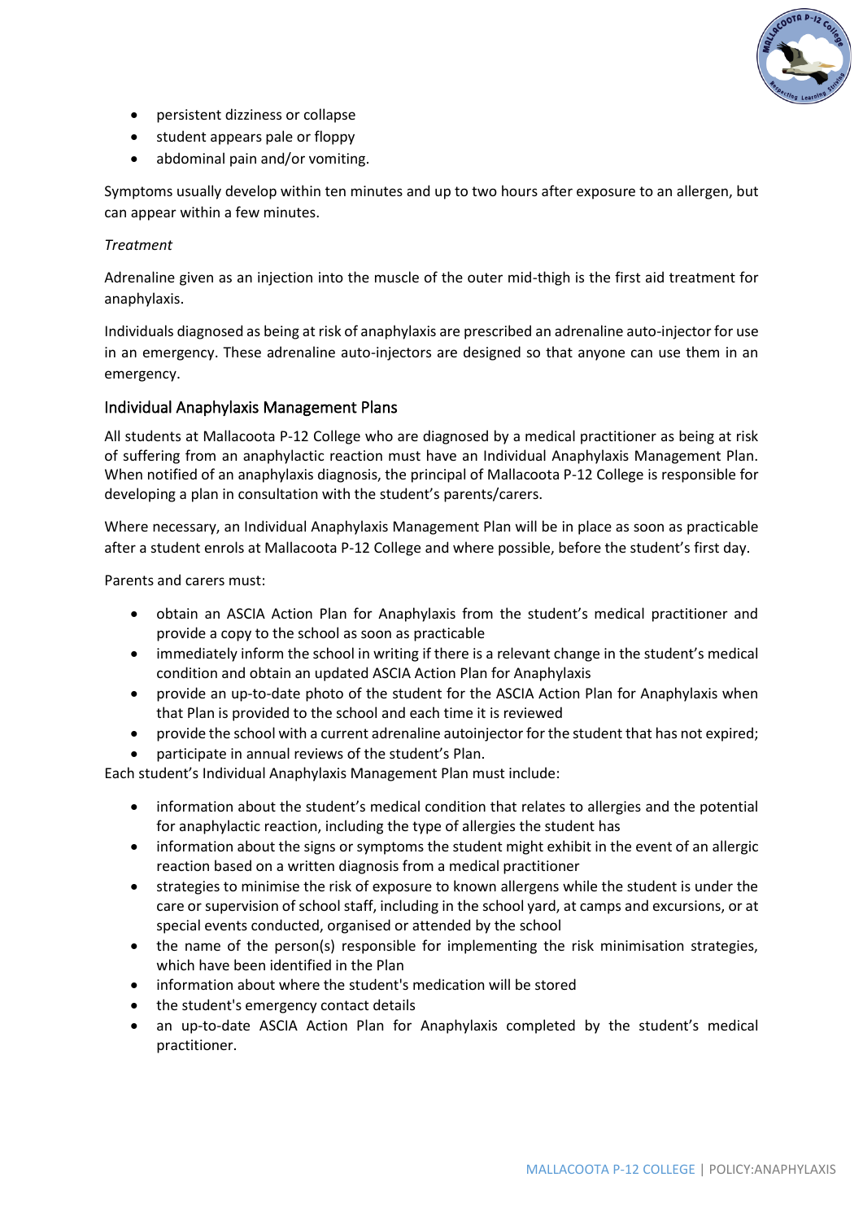- persistent dizziness or collapse
- student appears pale or floppy
- abdominal pain and/or vomiting.

Symptoms usually develop within ten minutes and up to two hours after exposure to an allergen, but can appear within a few minutes.

*Treatment*

Adrenaline given as an injection into the muscle of the outer mid-thigh is the first aid treatment for anaphylaxis.

Individuals diagnosed as being at risk of anaphylaxis are prescribed an adrenaline auto-injector for use in an emergency. These adrenaline auto-injectors are designed so that anyone can use them in an emergency.

## Individual Anaphylaxis Management Plans

All students at Mallacoota P-12 College who are diagnosed by a medical practitioner as being at risk of suffering from an anaphylactic reaction must have an Individual Anaphylaxis Management Plan. When notified of an anaphylaxis diagnosis, the principal of Mallacoota P-12 College is responsible for developing a plan in consultation with the student's parents/carers.

Where necessary, an Individual Anaphylaxis Management Plan will be in place as soon as practicable after a student enrols at Mallacoota P-12 College and where possible, before the student's first day.

Parents and carers must:

- obtain an ASCIA Action Plan for Anaphylaxis from the student's medical practitioner and provide a copy to the school as soon as practicable
- immediately inform the school in writing if there is a relevant change in the student's medical condition and obtain an updated ASCIA Action Plan for Anaphylaxis
- provide an up-to-date photo of the student for the ASCIA Action Plan for Anaphylaxis when that Plan is provided to the school and each time it is reviewed
- provide the school with a current adrenaline autoinjector for the student that has not expired;
- participate in annual reviews of the student's Plan.

Each student's Individual Anaphylaxis Management Plan must include:

- information about the student's medical condition that relates to allergies and the potential for anaphylactic reaction, including the type of allergies the student has
- information about the signs or symptoms the student might exhibit in the event of an allergic reaction based on a written diagnosis from a medical practitioner
- strategies to minimise the risk of exposure to known allergens while the student is under the care or supervision of school staff, including in the school yard, at camps and excursions, or at special events conducted, organised or attended by the school
- the name of the person(s) responsible for implementing the risk minimisation strategies, which have been identified in the Plan
- information about where the student's medication will be stored
- the student's emergency contact details
- an up-to-date ASCIA Action Plan for Anaphylaxis completed by the student's medical practitioner.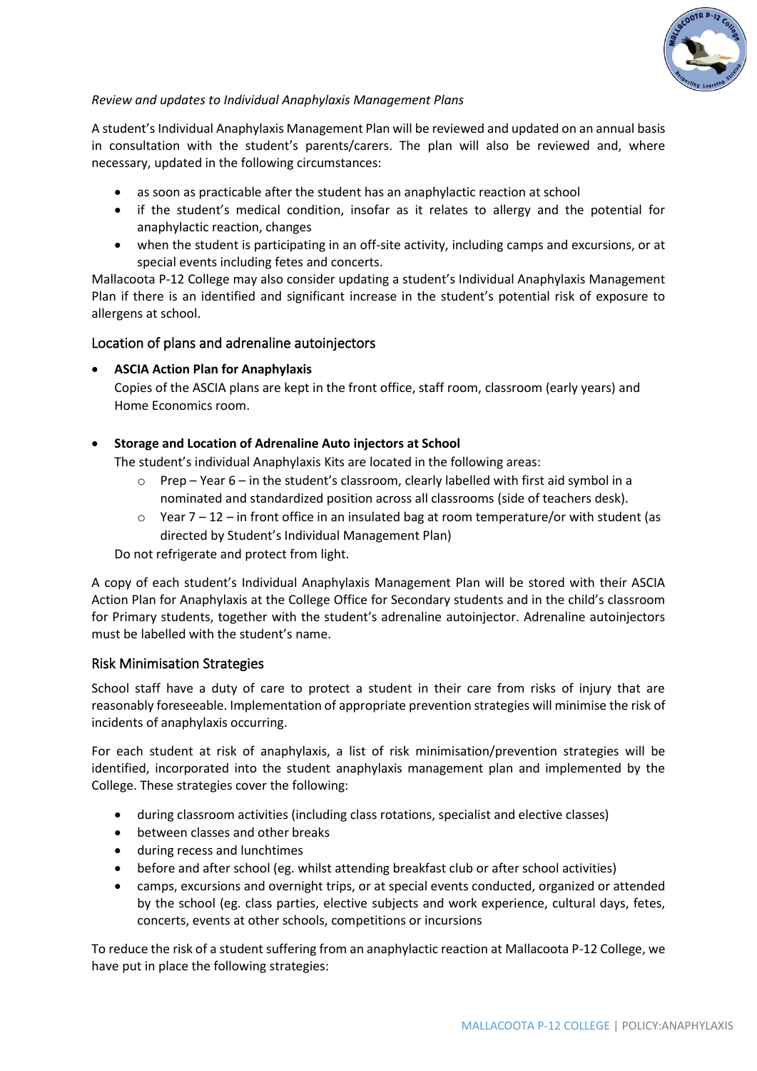*Review and updates to Individual Anaphylaxis Management Plans*

A student's Individual Anaphylaxis Management Plan will be reviewed and updated on an annual basis in consultation with the student's parents/carers. The plan will also be reviewed and, where necessary, updated in the following circumstances:

- as soon as practicable after the student has an anaphylactic reaction at school
- if the student's medical condition, insofar as it relates to allergy and the potential for anaphylactic reaction, changes
- when the student is participating in an off-site activity, including camps and excursions, or at special events including fetes and concerts.

Mallacoota P-12 College may also consider updating a student's Individual Anaphylaxis Management Plan if there is an identified and significant increase in the student's potential risk of exposure to allergens at school.

## Location of plans and adrenaline autoinjectors

- **ASCIA Action Plan for Anaphylaxis**
  Copies of the ASCIA plans are kept in the front office, staff room, classroom (early years) and Home Economics room.

- **Storage and Location of Adrenaline Auto injectors at School**
  The student's individual Anaphylaxis Kits are located in the following areas:
  - Prep – Year 6 – in the student's classroom, clearly labelled with first aid symbol in a nominated and standardized position across all classrooms (side of teachers desk).
  - Year 7 – 12 – in front office in an insulated bag at room temperature/or with student (as directed by Student's Individual Management Plan)

  Do not refrigerate and protect from light.

A copy of each student's Individual Anaphylaxis Management Plan will be stored with their ASCIA Action Plan for Anaphylaxis at the College Office for Secondary students and in the child's classroom for Primary students, together with the student's adrenaline autoinjector. Adrenaline autoinjectors must be labelled with the student's name.

## Risk Minimisation Strategies

School staff have a duty of care to protect a student in their care from risks of injury that are reasonably foreseeable. Implementation of appropriate prevention strategies will minimise the risk of incidents of anaphylaxis occurring.

For each student at risk of anaphylaxis, a list of risk minimisation/prevention strategies will be identified, incorporated into the student anaphylaxis management plan and implemented by the College. These strategies cover the following:

- during classroom activities (including class rotations, specialist and elective classes)
- between classes and other breaks
- during recess and lunchtimes
- before and after school (eg. whilst attending breakfast club or after school activities)
- camps, excursions and overnight trips, or at special events conducted, organized or attended by the school (eg. class parties, elective subjects and work experience, cultural days, fetes, concerts, events at other schools, competitions or incursions

To reduce the risk of a student suffering from an anaphylactic reaction at Mallacoota P-12 College, we have put in place the following strategies: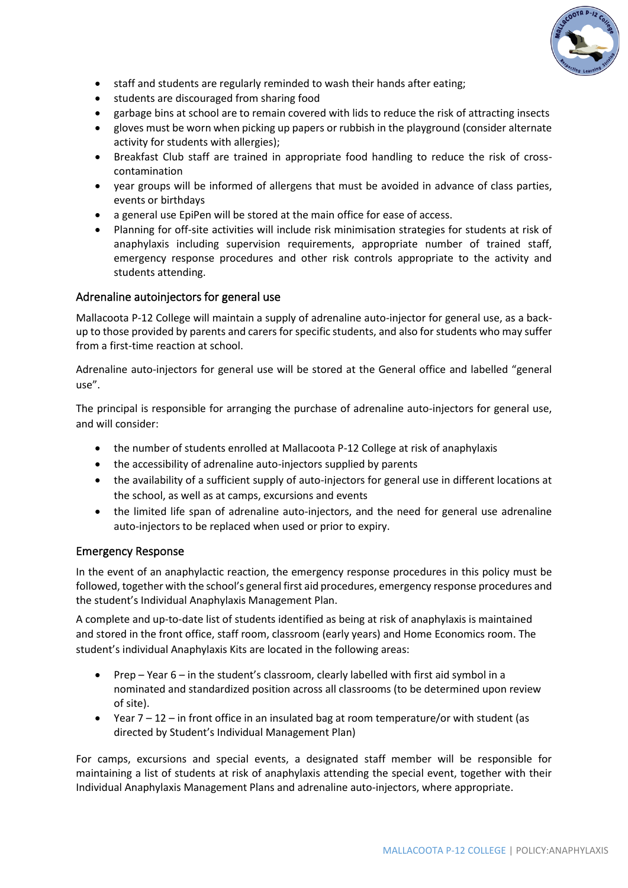- staff and students are regularly reminded to wash their hands after eating;
- students are discouraged from sharing food
- garbage bins at school are to remain covered with lids to reduce the risk of attracting insects
- gloves must be worn when picking up papers or rubbish in the playground (consider alternate activity for students with allergies);
- Breakfast Club staff are trained in appropriate food handling to reduce the risk of cross-contamination
- year groups will be informed of allergens that must be avoided in advance of class parties, events or birthdays
- a general use EpiPen will be stored at the main office for ease of access.
- Planning for off-site activities will include risk minimisation strategies for students at risk of anaphylaxis including supervision requirements, appropriate number of trained staff, emergency response procedures and other risk controls appropriate to the activity and students attending.

## Adrenaline autoinjectors for general use

Mallacoota P-12 College will maintain a supply of adrenaline auto-injector for general use, as a back-up to those provided by parents and carers for specific students, and also for students who may suffer from a first-time reaction at school.

Adrenaline auto-injectors for general use will be stored at the General office and labelled "general use".

The principal is responsible for arranging the purchase of adrenaline auto-injectors for general use, and will consider:

- the number of students enrolled at Mallacoota P-12 College at risk of anaphylaxis
- the accessibility of adrenaline auto-injectors supplied by parents
- the availability of a sufficient supply of auto-injectors for general use in different locations at the school, as well as at camps, excursions and events
- the limited life span of adrenaline auto-injectors, and the need for general use adrenaline auto-injectors to be replaced when used or prior to expiry.

## Emergency Response

In the event of an anaphylactic reaction, the emergency response procedures in this policy must be followed, together with the school's general first aid procedures, emergency response procedures and the student's Individual Anaphylaxis Management Plan.

A complete and up-to-date list of students identified as being at risk of anaphylaxis is maintained and stored in the front office, staff room, classroom (early years) and Home Economics room. The student's individual Anaphylaxis Kits are located in the following areas:

- Prep – Year 6 – in the student's classroom, clearly labelled with first aid symbol in a nominated and standardized position across all classrooms (to be determined upon review of site).
- Year 7 – 12 – in front office in an insulated bag at room temperature/or with student (as directed by Student's Individual Management Plan)

For camps, excursions and special events, a designated staff member will be responsible for maintaining a list of students at risk of anaphylaxis attending the special event, together with their Individual Anaphylaxis Management Plans and adrenaline auto-injectors, where appropriate.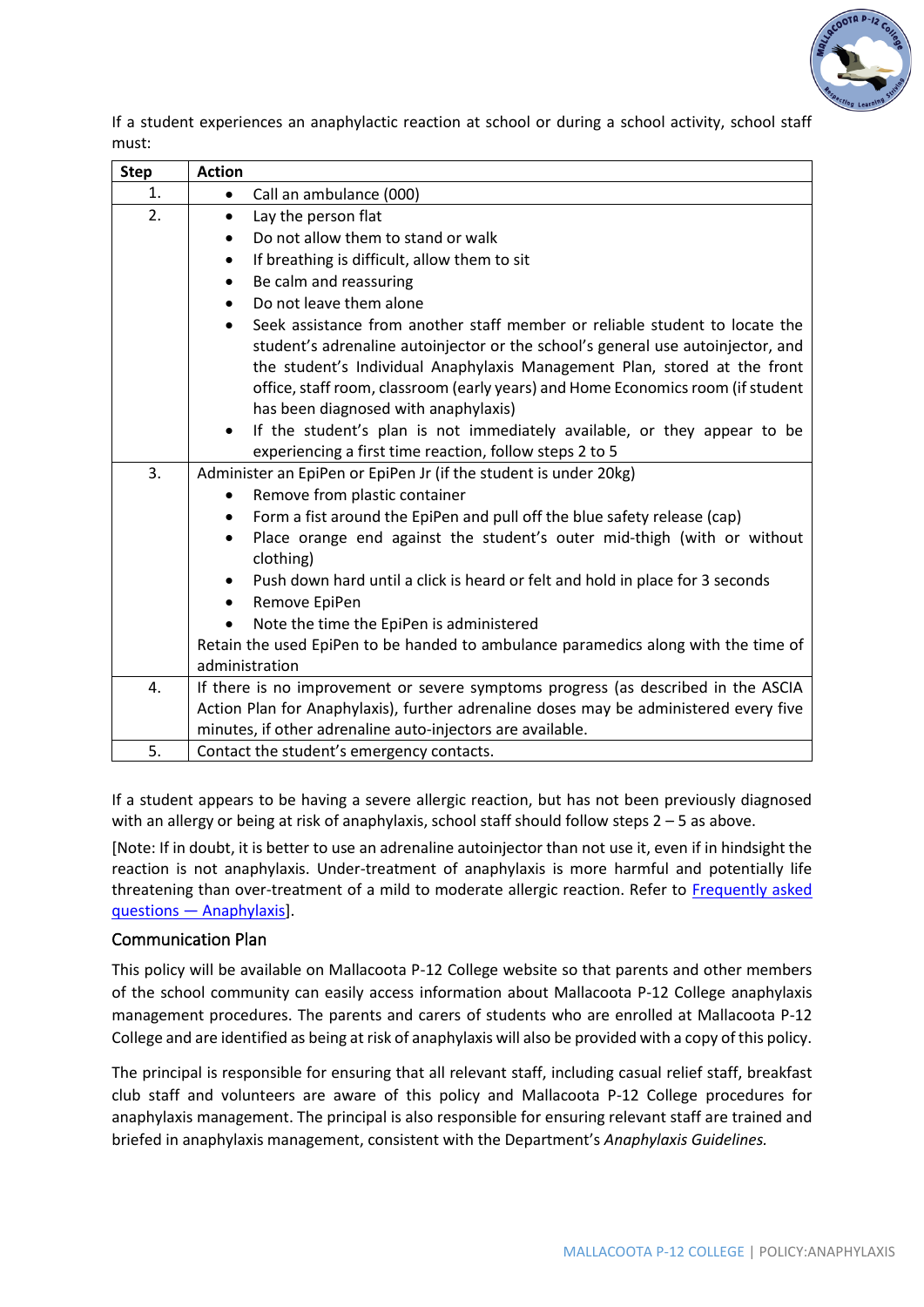If a student experiences an anaphylactic reaction at school or during a school activity, school staff must:

| Step | Action |
| --- | --- |
| 1. | • Call an ambulance (000) |
| 2. | • Lay the person flat<br>• Do not allow them to stand or walk<br>• If breathing is difficult, allow them to sit<br>• Be calm and reassuring<br>• Do not leave them alone<br>• Seek assistance from another staff member or reliable student to locate the student's adrenaline autoinjector or the school's general use autoinjector, and the student's Individual Anaphylaxis Management Plan, stored at the front office, staff room, classroom (early years) and Home Economics room (if student has been diagnosed with anaphylaxis)<br>• If the student's plan is not immediately available, or they appear to be experiencing a first time reaction, follow steps 2 to 5 |
| 3. | Administer an EpiPen or EpiPen Jr (if the student is under 20kg)<br>• Remove from plastic container<br>• Form a fist around the EpiPen and pull off the blue safety release (cap)<br>• Place orange end against the student's outer mid-thigh (with or without clothing)<br>• Push down hard until a click is heard or felt and hold in place for 3 seconds<br>• Remove EpiPen<br>• Note the time the EpiPen is administered<br>Retain the used EpiPen to be handed to ambulance paramedics along with the time of administration |
| 4. | If there is no improvement or severe symptoms progress (as described in the ASCIA Action Plan for Anaphylaxis), further adrenaline doses may be administered every five minutes, if other adrenaline auto-injectors are available. |
| 5. | Contact the student's emergency contacts. |

If a student appears to be having a severe allergic reaction, but has not been previously diagnosed with an allergy or being at risk of anaphylaxis, school staff should follow steps 2 – 5 as above.

[Note: If in doubt, it is better to use an adrenaline autoinjector than not use it, even if in hindsight the reaction is not anaphylaxis. Under-treatment of anaphylaxis is more harmful and potentially life threatening than over-treatment of a mild to moderate allergic reaction. Refer to Frequently asked questions — Anaphylaxis].

## Communication Plan

This policy will be available on Mallacoota P-12 College website so that parents and other members of the school community can easily access information about Mallacoota P-12 College anaphylaxis management procedures. The parents and carers of students who are enrolled at Mallacoota P-12 College and are identified as being at risk of anaphylaxis will also be provided with a copy of this policy.

The principal is responsible for ensuring that all relevant staff, including casual relief staff, breakfast club staff and volunteers are aware of this policy and Mallacoota P-12 College procedures for anaphylaxis management. The principal is also responsible for ensuring relevant staff are trained and briefed in anaphylaxis management, consistent with the Department's *Anaphylaxis Guidelines.*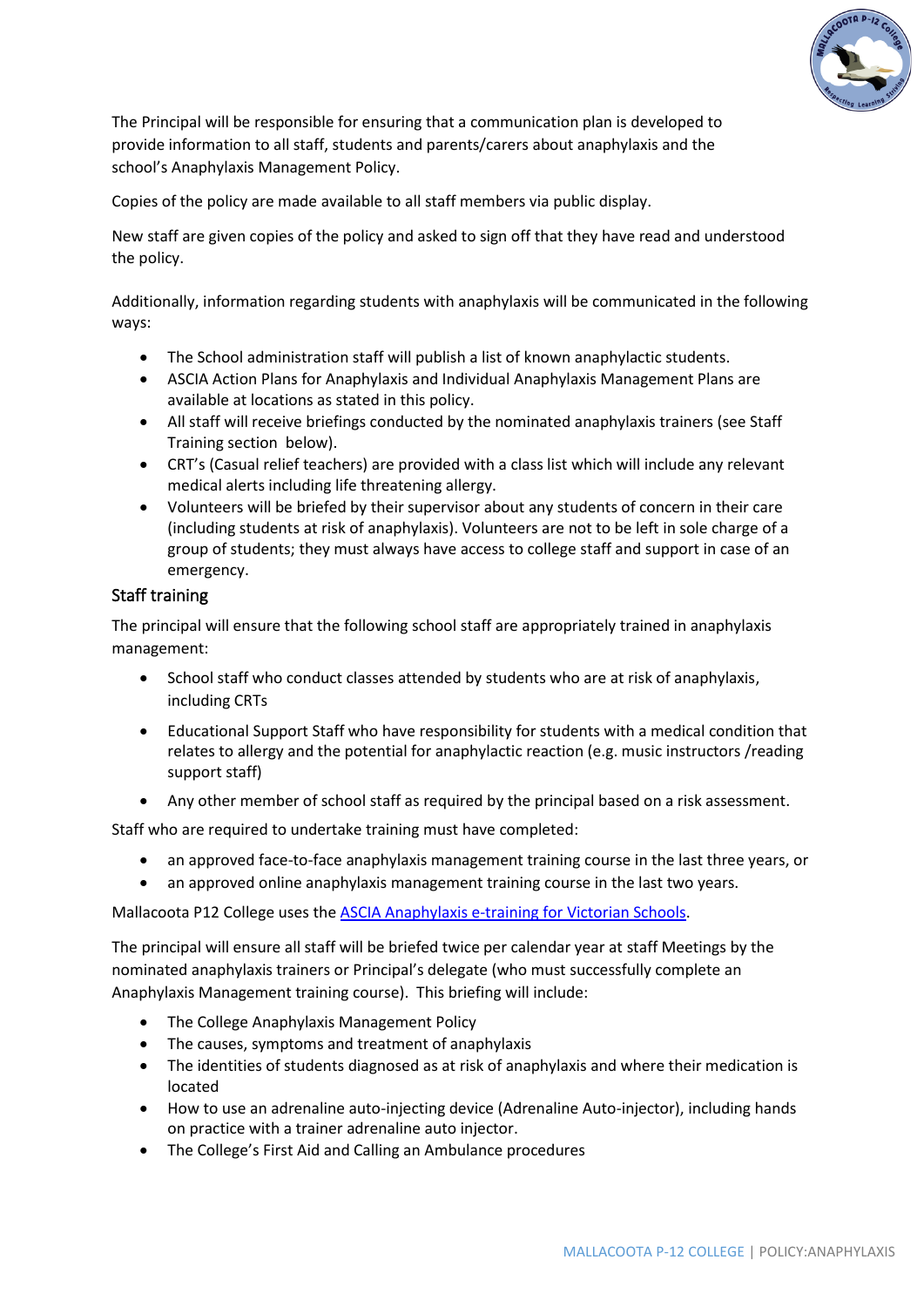The Principal will be responsible for ensuring that a communication plan is developed to provide information to all staff, students and parents/carers about anaphylaxis and the school's Anaphylaxis Management Policy.

Copies of the policy are made available to all staff members via public display.

New staff are given copies of the policy and asked to sign off that they have read and understood the policy.

Additionally, information regarding students with anaphylaxis will be communicated in the following ways:

- The School administration staff will publish a list of known anaphylactic students.
- ASCIA Action Plans for Anaphylaxis and Individual Anaphylaxis Management Plans are available at locations as stated in this policy.
- All staff will receive briefings conducted by the nominated anaphylaxis trainers (see Staff Training section below).
- CRT's (Casual relief teachers) are provided with a class list which will include any relevant medical alerts including life threatening allergy.
- Volunteers will be briefed by their supervisor about any students of concern in their care (including students at risk of anaphylaxis). Volunteers are not to be left in sole charge of a group of students; they must always have access to college staff and support in case of an emergency.

## Staff training

The principal will ensure that the following school staff are appropriately trained in anaphylaxis management:

- School staff who conduct classes attended by students who are at risk of anaphylaxis, including CRTs
- Educational Support Staff who have responsibility for students with a medical condition that relates to allergy and the potential for anaphylactic reaction (e.g. music instructors /reading support staff)
- Any other member of school staff as required by the principal based on a risk assessment.

Staff who are required to undertake training must have completed:

- an approved face-to-face anaphylaxis management training course in the last three years, or
- an approved online anaphylaxis management training course in the last two years.

Mallacoota P12 College uses the [ASCIA Anaphylaxis e-training for Victorian Schools](ASCIA Anaphylaxis e-training for Victorian Schools).

The principal will ensure all staff will be briefed twice per calendar year at staff Meetings by the nominated anaphylaxis trainers or Principal's delegate (who must successfully complete an Anaphylaxis Management training course). This briefing will include:

- The College Anaphylaxis Management Policy
- The causes, symptoms and treatment of anaphylaxis
- The identities of students diagnosed as at risk of anaphylaxis and where their medication is located
- How to use an adrenaline auto-injecting device (Adrenaline Auto-injector), including hands on practice with a trainer adrenaline auto injector.
- The College's First Aid and Calling an Ambulance procedures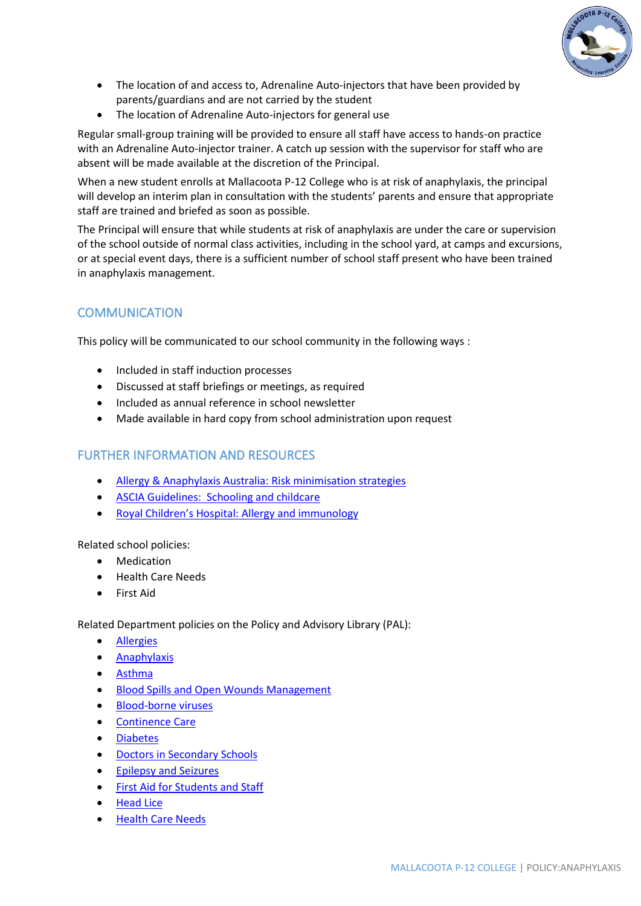- The location of and access to, Adrenaline Auto-injectors that have been provided by parents/guardians and are not carried by the student
- The location of Adrenaline Auto-injectors for general use

Regular small-group training will be provided to ensure all staff have access to hands-on practice with an Adrenaline Auto-injector trainer. A catch up session with the supervisor for staff who are absent will be made available at the discretion of the Principal.

When a new student enrolls at Mallacoota P-12 College who is at risk of anaphylaxis, the principal will develop an interim plan in consultation with the students' parents and ensure that appropriate staff are trained and briefed as soon as possible.

The Principal will ensure that while students at risk of anaphylaxis are under the care or supervision of the school outside of normal class activities, including in the school yard, at camps and excursions, or at special event days, there is a sufficient number of school staff present who have been trained in anaphylaxis management.

## COMMUNICATION

This policy will be communicated to our school community in the following ways :

- Included in staff induction processes
- Discussed at staff briefings or meetings, as required
- Included as annual reference in school newsletter
- Made available in hard copy from school administration upon request

## FURTHER INFORMATION AND RESOURCES

- Allergy & Anaphylaxis Australia: Risk minimisation strategies
- ASCIA Guidelines: Schooling and childcare
- Royal Children's Hospital: Allergy and immunology

Related school policies:

- Medication
- Health Care Needs
- First Aid

Related Department policies on the Policy and Advisory Library (PAL):

- Allergies
- Anaphylaxis
- Asthma
- Blood Spills and Open Wounds Management
- Blood-borne viruses
- Continence Care
- Diabetes
- Doctors in Secondary Schools
- Epilepsy and Seizures
- First Aid for Students and Staff
- Head Lice
- Health Care Needs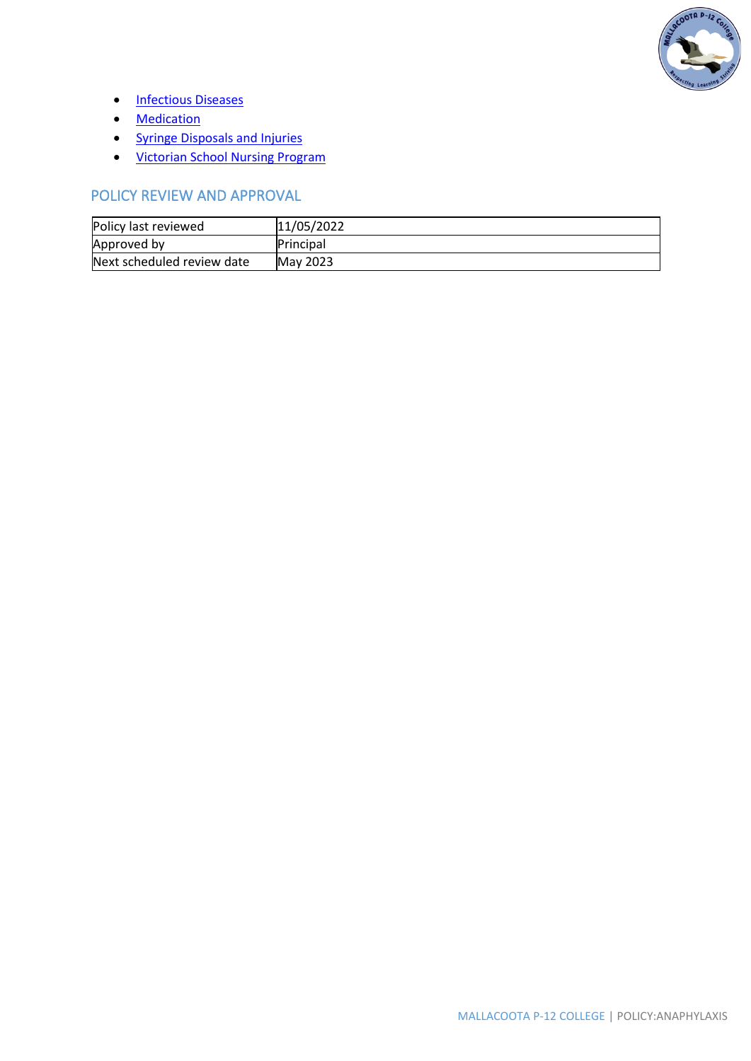- Infectious Diseases
- Medication
- Syringe Disposals and Injuries
- Victorian School Nursing Program

## POLICY REVIEW AND APPROVAL

| Policy last reviewed | 11/05/2022 |
| --- | --- |
| Approved by | Principal |
| Next scheduled review date | May 2023 |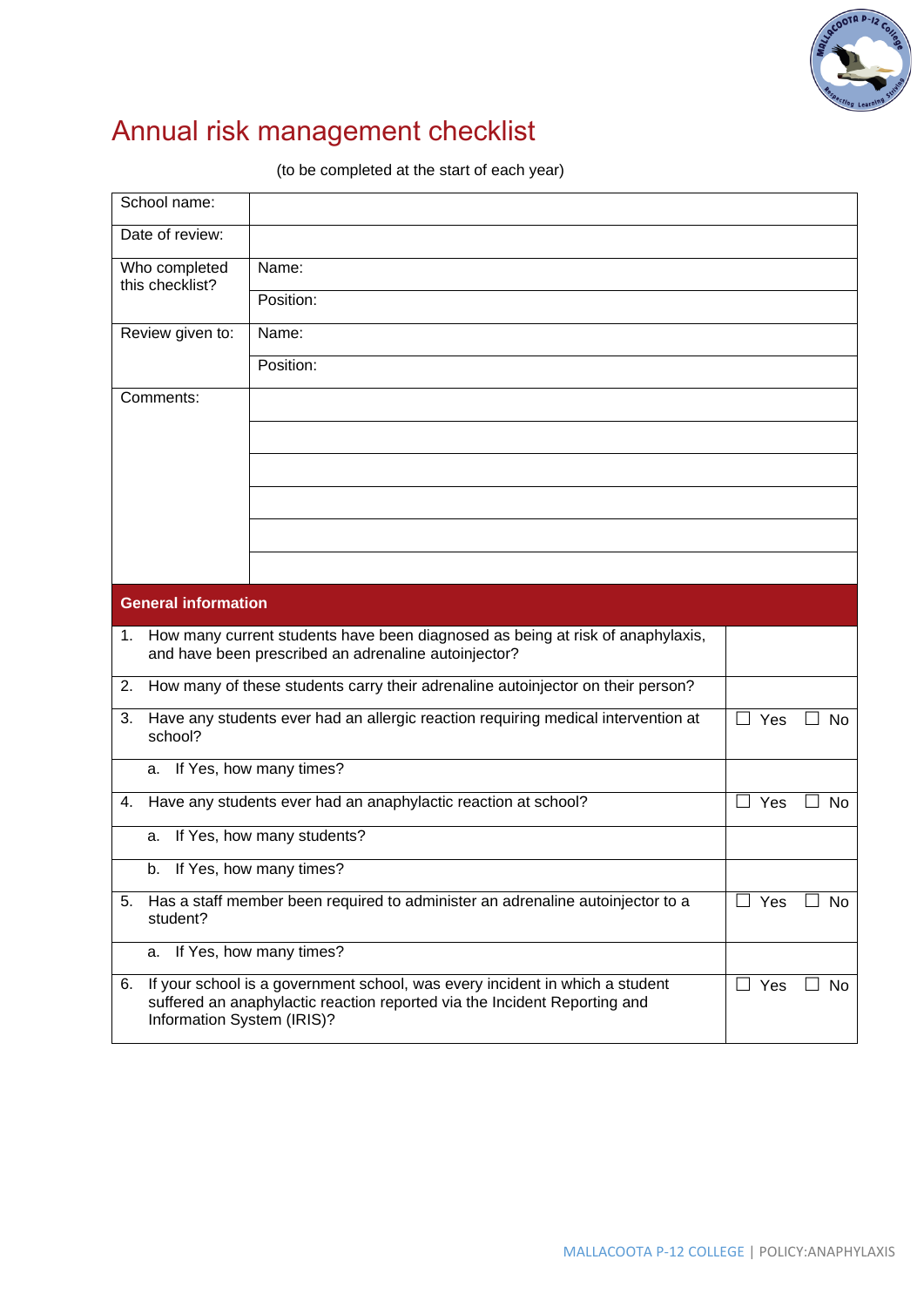# Annual risk management checklist

(to be completed at the start of each year)

| | | |
|---|---|---|
| School name: | | |
| Date of review: | | |
| Who completed this checklist? | Name: | |
| | Position: | |
| Review given to: | Name: | |
| | Position: | |
| Comments: | | |
| | | |
| | | |
| | | |
| | | |
| | | |

| General information | |
|---|---|
| 1. How many current students have been diagnosed as being at risk of anaphylaxis, and have been prescribed an adrenaline autoinjector? | |
| 2. How many of these students carry their adrenaline autoinjector on their person? | |
| 3. Have any students ever had an allergic reaction requiring medical intervention at school? | ☐ Yes ☐ No |
| a. If Yes, how many times? | |
| 4. Have any students ever had an anaphylactic reaction at school? | ☐ Yes ☐ No |
| a. If Yes, how many students? | |
| b. If Yes, how many times? | |
| 5. Has a staff member been required to administer an adrenaline autoinjector to a student? | ☐ Yes ☐ No |
| a. If Yes, how many times? | |
| 6. If your school is a government school, was every incident in which a student suffered an anaphylactic reaction reported via the Incident Reporting and Information System (IRIS)? | ☐ Yes ☐ No |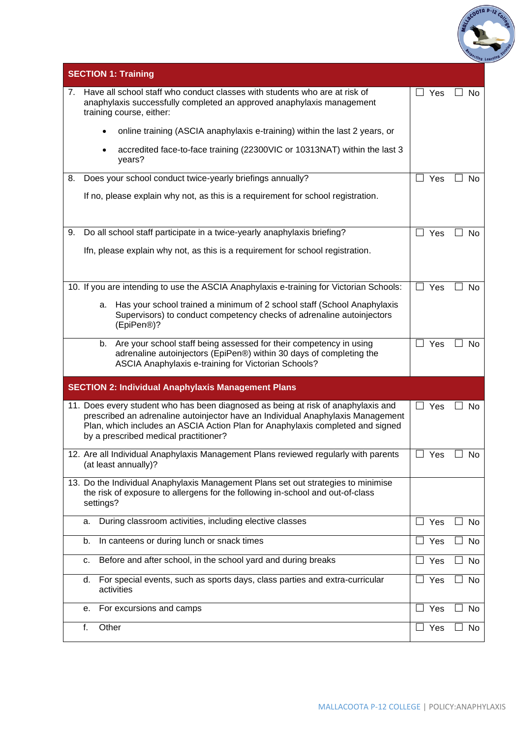| SECTION 1: Training | |
|---|---|
| 7. Have all school staff who conduct classes with students who are at risk of anaphylaxis successfully completed an approved anaphylaxis management training course, either:<br>• online training (ASCIA anaphylaxis e-training) within the last 2 years, or<br>• accredited face-to-face training (22300VIC or 10313NAT) within the last 3 years? | ☐ Yes ☐ No |
| 8. Does your school conduct twice-yearly briefings annually?<br>If no, please explain why not, as this is a requirement for school registration. | ☐ Yes ☐ No |
| 9. Do all school staff participate in a twice-yearly anaphylaxis briefing?<br>Ifn, please explain why not, as this is a requirement for school registration. | ☐ Yes ☐ No |
| 10. If you are intending to use the ASCIA Anaphylaxis e-training for Victorian Schools:<br>a. Has your school trained a minimum of 2 school staff (School Anaphylaxis Supervisors) to conduct competency checks of adrenaline autoinjectors (EpiPen®)? | ☐ Yes ☐ No |
| b. Are your school staff being assessed for their competency in using adrenaline autoinjectors (EpiPen®) within 30 days of completing the ASCIA Anaphylaxis e-training for Victorian Schools? | ☐ Yes ☐ No |
| **SECTION 2: Individual Anaphylaxis Management Plans** | |
| 11. Does every student who has been diagnosed as being at risk of anaphylaxis and prescribed an adrenaline autoinjector have an Individual Anaphylaxis Management Plan, which includes an ASCIA Action Plan for Anaphylaxis completed and signed by a prescribed medical practitioner? | ☐ Yes ☐ No |
| 12. Are all Individual Anaphylaxis Management Plans reviewed regularly with parents (at least annually)? | ☐ Yes ☐ No |
| 13. Do the Individual Anaphylaxis Management Plans set out strategies to minimise the risk of exposure to allergens for the following in-school and out-of-class settings? | |
| a. During classroom activities, including elective classes | ☐ Yes ☐ No |
| b. In canteens or during lunch or snack times | ☐ Yes ☐ No |
| c. Before and after school, in the school yard and during breaks | ☐ Yes ☐ No |
| d. For special events, such as sports days, class parties and extra-curricular activities | ☐ Yes ☐ No |
| e. For excursions and camps | ☐ Yes ☐ No |
| f. Other | ☐ Yes ☐ No |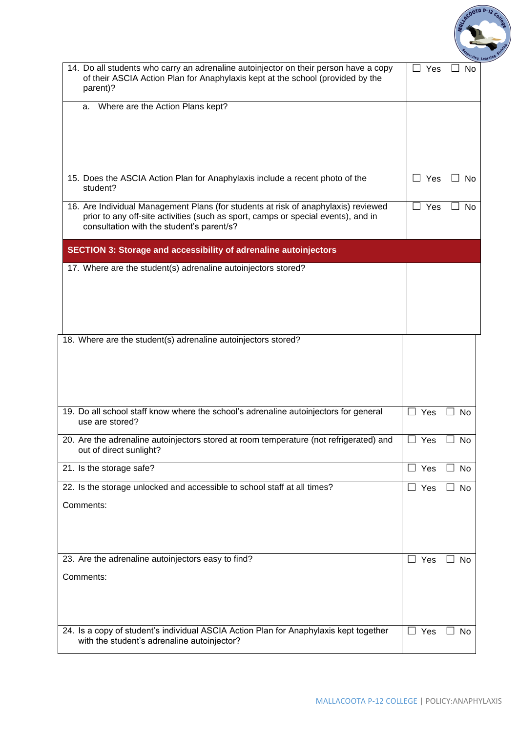| | |
|---|---|
| 14. Do all students who carry an adrenaline autoinjector on their person have a copy of their ASCIA Action Plan for Anaphylaxis kept at the school (provided by the parent)? | ☐ Yes ☐ No |
| a. Where are the Action Plans kept? | |
| 15. Does the ASCIA Action Plan for Anaphylaxis include a recent photo of the student? | ☐ Yes ☐ No |
| 16. Are Individual Management Plans (for students at risk of anaphylaxis) reviewed prior to any off-site activities (such as sport, camps or special events), and in consultation with the student's parent/s? | ☐ Yes ☐ No |
| **SECTION 3: Storage and accessibility of adrenaline autoinjectors** | |
| 17. Where are the student(s) adrenaline autoinjectors stored? | |
| 18. Where are the student(s) adrenaline autoinjectors stored? | |
| 19. Do all school staff know where the school's adrenaline autoinjectors for general use are stored? | ☐ Yes ☐ No |
| 20. Are the adrenaline autoinjectors stored at room temperature (not refrigerated) and out of direct sunlight? | ☐ Yes ☐ No |
| 21. Is the storage safe? | ☐ Yes ☐ No |
| 22. Is the storage unlocked and accessible to school staff at all times?<br><br>Comments: | ☐ Yes ☐ No |
| 23. Are the adrenaline autoinjectors easy to find?<br><br>Comments: | ☐ Yes ☐ No |
| 24. Is a copy of student's individual ASCIA Action Plan for Anaphylaxis kept together with the student's adrenaline autoinjector? | ☐ Yes ☐ No |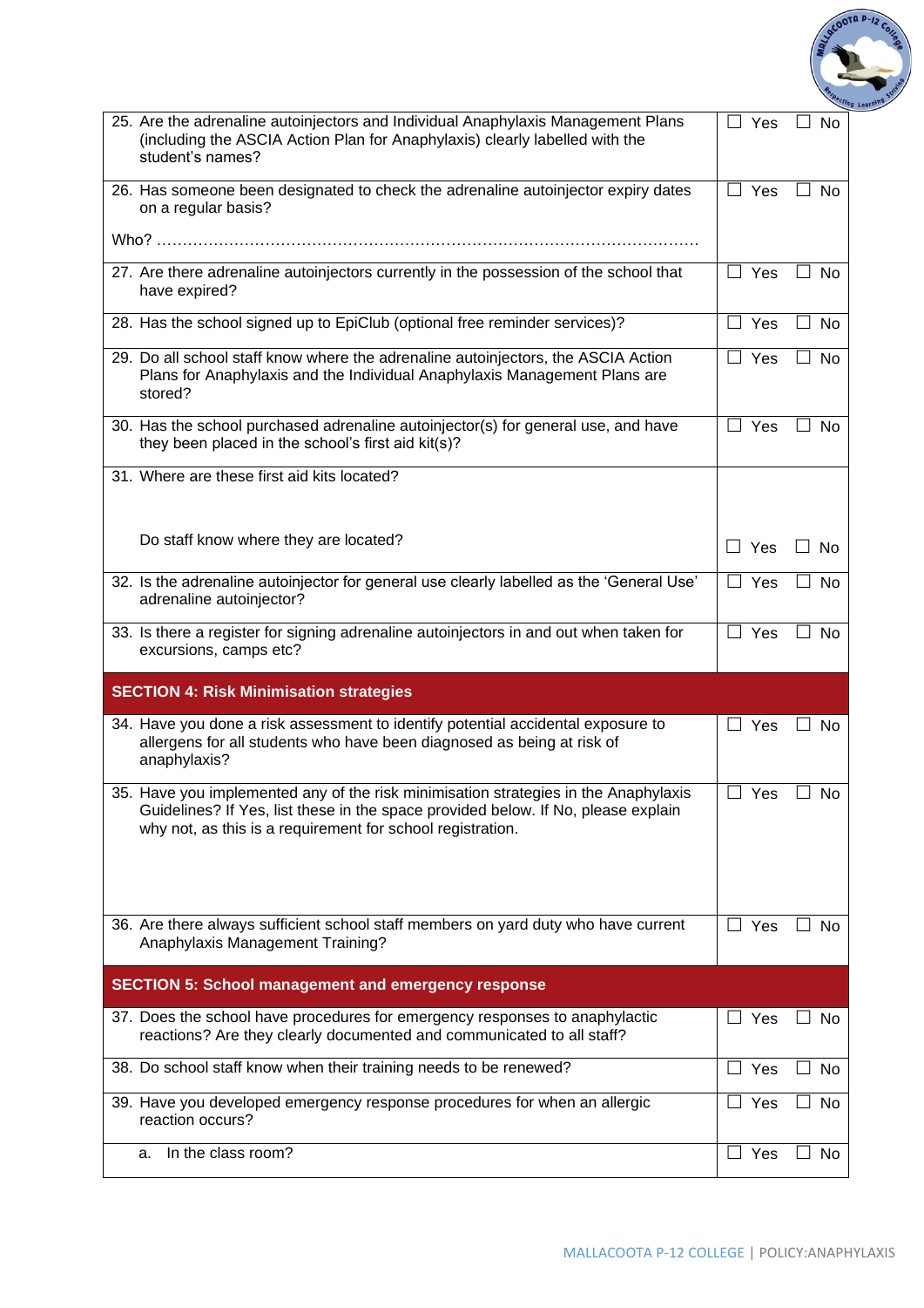| | |
|---|---|
| 25. Are the adrenaline autoinjectors and Individual Anaphylaxis Management Plans (including the ASCIA Action Plan for Anaphylaxis) clearly labelled with the student's names? | ☐ Yes ☐ No |
| 26. Has someone been designated to check the adrenaline autoinjector expiry dates on a regular basis?<br><br>Who? ………………………………………………………………………………………… | ☐ Yes ☐ No |
| 27. Are there adrenaline autoinjectors currently in the possession of the school that have expired? | ☐ Yes ☐ No |
| 28. Has the school signed up to EpiClub (optional free reminder services)? | ☐ Yes ☐ No |
| 29. Do all school staff know where the adrenaline autoinjectors, the ASCIA Action Plans for Anaphylaxis and the Individual Anaphylaxis Management Plans are stored? | ☐ Yes ☐ No |
| 30. Has the school purchased adrenaline autoinjector(s) for general use, and have they been placed in the school's first aid kit(s)? | ☐ Yes ☐ No |
| 31. Where are these first aid kits located?<br><br>Do staff know where they are located? | ☐ Yes ☐ No |
| 32. Is the adrenaline autoinjector for general use clearly labelled as the 'General Use' adrenaline autoinjector? | ☐ Yes ☐ No |
| 33. Is there a register for signing adrenaline autoinjectors in and out when taken for excursions, camps etc? | ☐ Yes ☐ No |
| **SECTION 4: Risk Minimisation strategies** | |
| 34. Have you done a risk assessment to identify potential accidental exposure to allergens for all students who have been diagnosed as being at risk of anaphylaxis? | ☐ Yes ☐ No |
| 35. Have you implemented any of the risk minimisation strategies in the Anaphylaxis Guidelines? If Yes, list these in the space provided below. If No, please explain why not, as this is a requirement for school registration. | ☐ Yes ☐ No |
| 36. Are there always sufficient school staff members on yard duty who have current Anaphylaxis Management Training? | ☐ Yes ☐ No |
| **SECTION 5: School management and emergency response** | |
| 37. Does the school have procedures for emergency responses to anaphylactic reactions? Are they clearly documented and communicated to all staff? | ☐ Yes ☐ No |
| 38. Do school staff know when their training needs to be renewed? | ☐ Yes ☐ No |
| 39. Have you developed emergency response procedures for when an allergic reaction occurs? | ☐ Yes ☐ No |
| a. In the class room? | ☐ Yes ☐ No |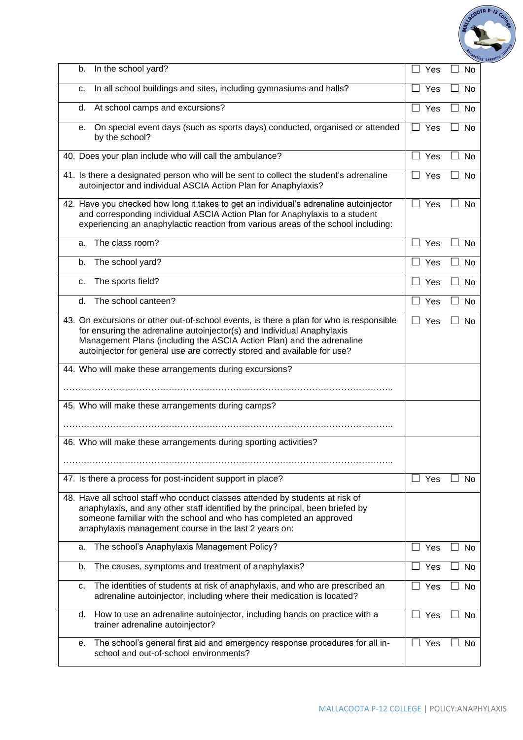| | |
|---|---|
| b. In the school yard? | ☐ Yes ☐ No |
| c. In all school buildings and sites, including gymnasiums and halls? | ☐ Yes ☐ No |
| d. At school camps and excursions? | ☐ Yes ☐ No |
| e. On special event days (such as sports days) conducted, organised or attended by the school? | ☐ Yes ☐ No |
| 40. Does your plan include who will call the ambulance? | ☐ Yes ☐ No |
| 41. Is there a designated person who will be sent to collect the student's adrenaline autoinjector and individual ASCIA Action Plan for Anaphylaxis? | ☐ Yes ☐ No |
| 42. Have you checked how long it takes to get an individual's adrenaline autoinjector and corresponding individual ASCIA Action Plan for Anaphylaxis to a student experiencing an anaphylactic reaction from various areas of the school including: | ☐ Yes ☐ No |
| a. The class room? | ☐ Yes ☐ No |
| b. The school yard? | ☐ Yes ☐ No |
| c. The sports field? | ☐ Yes ☐ No |
| d. The school canteen? | ☐ Yes ☐ No |
| 43. On excursions or other out-of-school events, is there a plan for who is responsible for ensuring the adrenaline autoinjector(s) and Individual Anaphylaxis Management Plans (including the ASCIA Action Plan) and the adrenaline autoinjector for general use are correctly stored and available for use? | ☐ Yes ☐ No |
| 44. Who will make these arrangements during excursions?<br><br>………………………………………………………………………………………….. | |
| 45. Who will make these arrangements during camps?<br><br>………………………………………………………………………………………….. | |
| 46. Who will make these arrangements during sporting activities?<br><br>………………………………………………………………………………………….. | |
| 47. Is there a process for post-incident support in place? | ☐ Yes ☐ No |
| 48. Have all school staff who conduct classes attended by students at risk of anaphylaxis, and any other staff identified by the principal, been briefed by someone familiar with the school and who has completed an approved anaphylaxis management course in the last 2 years on: | |
| a. The school's Anaphylaxis Management Policy? | ☐ Yes ☐ No |
| b. The causes, symptoms and treatment of anaphylaxis? | ☐ Yes ☐ No |
| c. The identities of students at risk of anaphylaxis, and who are prescribed an adrenaline autoinjector, including where their medication is located? | ☐ Yes ☐ No |
| d. How to use an adrenaline autoinjector, including hands on practice with a trainer adrenaline autoinjector? | ☐ Yes ☐ No |
| e. The school's general first aid and emergency response procedures for all in-school and out-of-school environments? | ☐ Yes ☐ No |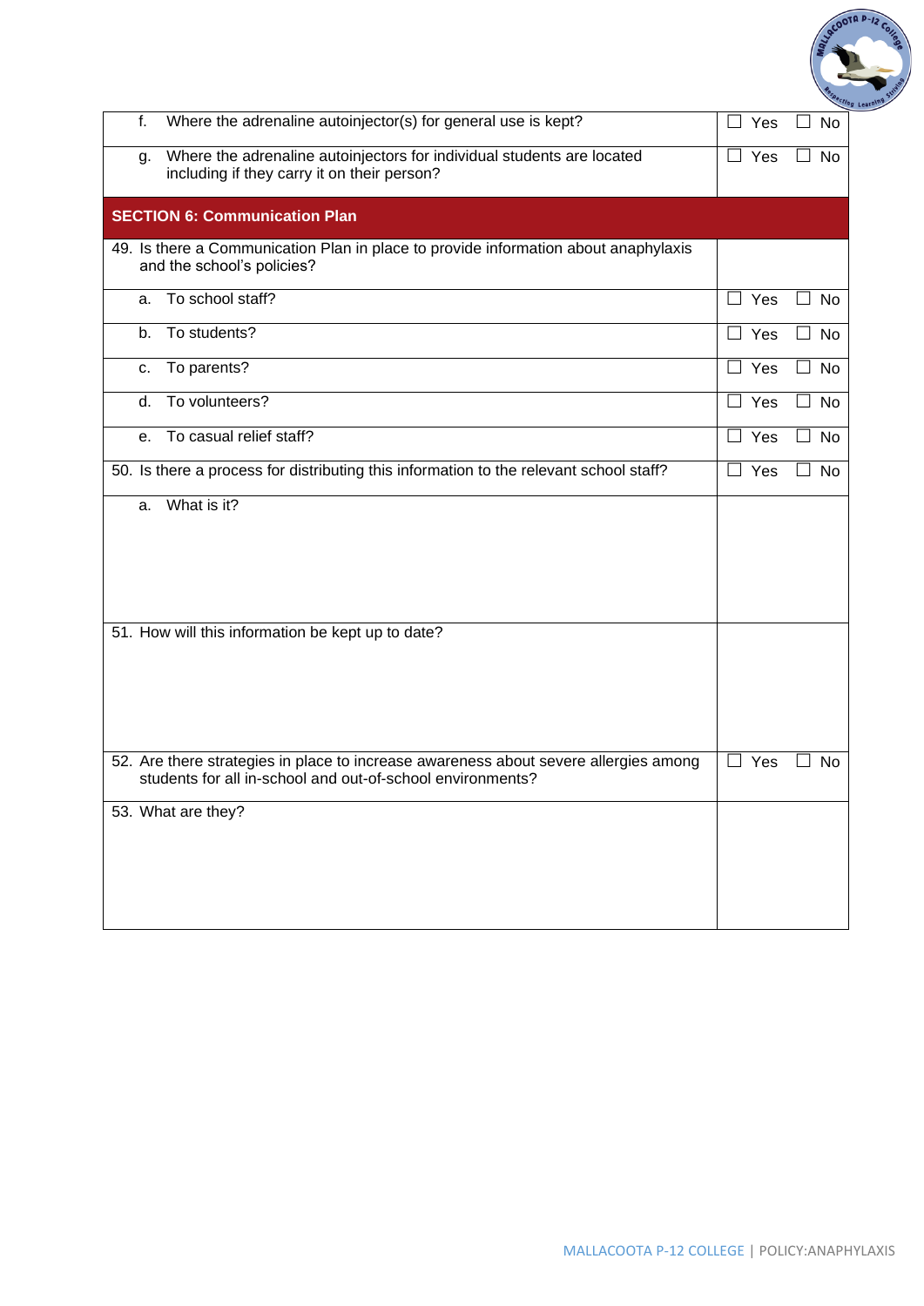| | |
|---|---|
| f. Where the adrenaline autoinjector(s) for general use is kept? | ☐ Yes ☐ No |
| g. Where the adrenaline autoinjectors for individual students are located including if they carry it on their person? | ☐ Yes ☐ No |
| **SECTION 6: Communication Plan** | |
| 49. Is there a Communication Plan in place to provide information about anaphylaxis and the school's policies? | |
| a. To school staff? | ☐ Yes ☐ No |
| b. To students? | ☐ Yes ☐ No |
| c. To parents? | ☐ Yes ☐ No |
| d. To volunteers? | ☐ Yes ☐ No |
| e. To casual relief staff? | ☐ Yes ☐ No |
| 50. Is there a process for distributing this information to the relevant school staff? | ☐ Yes ☐ No |
| a. What is it? | |
| 51. How will this information be kept up to date? | |
| 52. Are there strategies in place to increase awareness about severe allergies among students for all in-school and out-of-school environments? | ☐ Yes ☐ No |
| 53. What are they? | |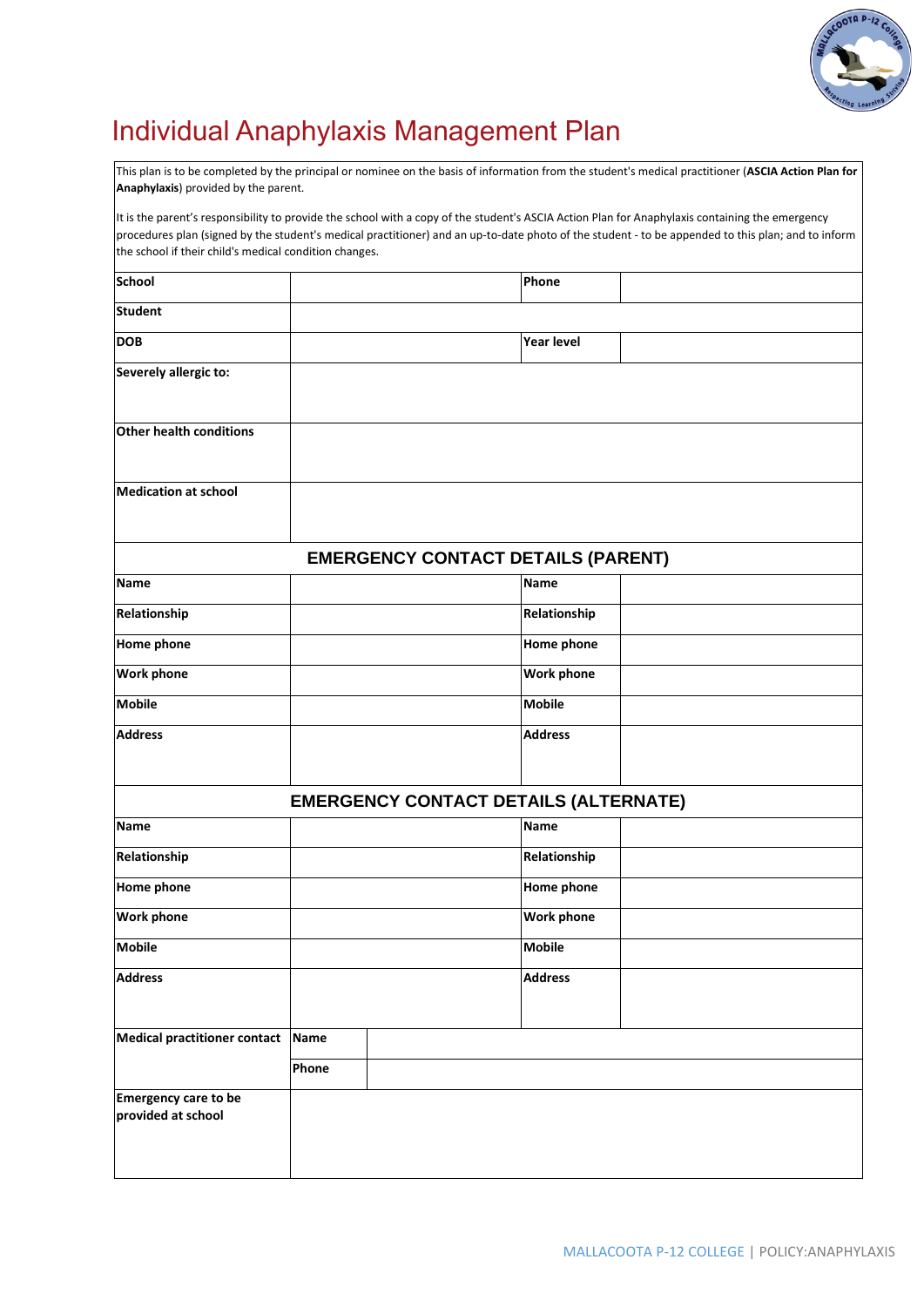# Individual Anaphylaxis Management Plan

This plan is to be completed by the principal or nominee on the basis of information from the student's medical practitioner (**ASCIA Action Plan for Anaphylaxis**) provided by the parent.

It is the parent's responsibility to provide the school with a copy of the student's ASCIA Action Plan for Anaphylaxis containing the emergency procedures plan (signed by the student's medical practitioner) and an up-to-date photo of the student - to be appended to this plan; and to inform the school if their child's medical condition changes.

| **School** | | **Phone** | |
|---|---|---|---|
| **Student** | | | |
| **DOB** | | **Year level** | |
| **Severely allergic to:** | | | |
| **Other health conditions** | | | |
| **Medication at school** | | | |
| **EMERGENCY CONTACT DETAILS (PARENT)** | | | |
| **Name** | | **Name** | |
| **Relationship** | | **Relationship** | |
| **Home phone** | | **Home phone** | |
| **Work phone** | | **Work phone** | |
| **Mobile** | | **Mobile** | |
| **Address** | | **Address** | |
| **EMERGENCY CONTACT DETAILS (ALTERNATE)** | | | |
| **Name** | | **Name** | |
| **Relationship** | | **Relationship** | |
| **Home phone** | | **Home phone** | |
| **Work phone** | | **Work phone** | |
| **Mobile** | | **Mobile** | |
| **Address** | | **Address** | |
| **Medical practitioner contact** | **Name** | | |
| | **Phone** | | |
| **Emergency care to be provided at school** | | | |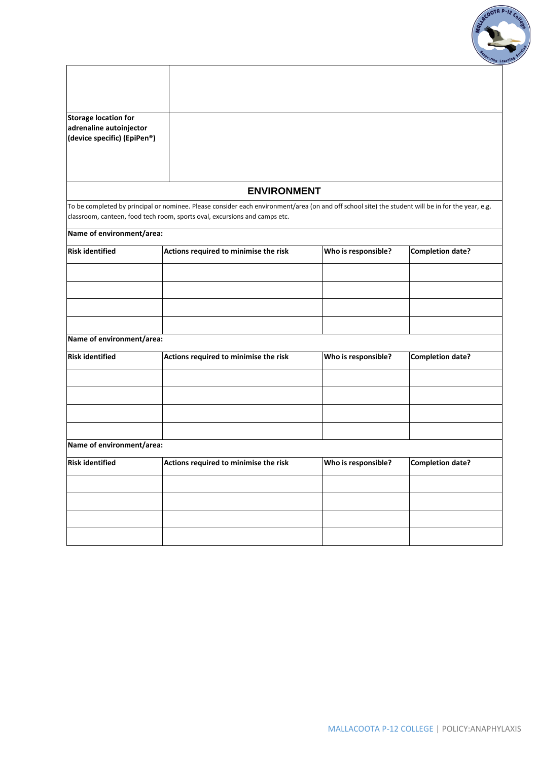| | |
|---|---|
| | |
| **Storage location for adrenaline autoinjector (device specific) (EpiPen®)** | |

## ENVIRONMENT

To be completed by principal or nominee. Please consider each environment/area (on and off school site) the student will be in for the year, e.g. classroom, canteen, food tech room, sports oval, excursions and camps etc.

**Name of environment/area:**

| **Risk identified** | **Actions required to minimise the risk** | **Who is responsible?** | **Completion date?** |
|---|---|---|---|
| | | | |
| | | | |
| | | | |
| | | | |

**Name of environment/area:**

| **Risk identified** | **Actions required to minimise the risk** | **Who is responsible?** | **Completion date?** |
|---|---|---|---|
| | | | |
| | | | |
| | | | |
| | | | |

**Name of environment/area:**

| **Risk identified** | **Actions required to minimise the risk** | **Who is responsible?** | **Completion date?** |
|---|---|---|---|
| | | | |
| | | | |
| | | | |
| | | | |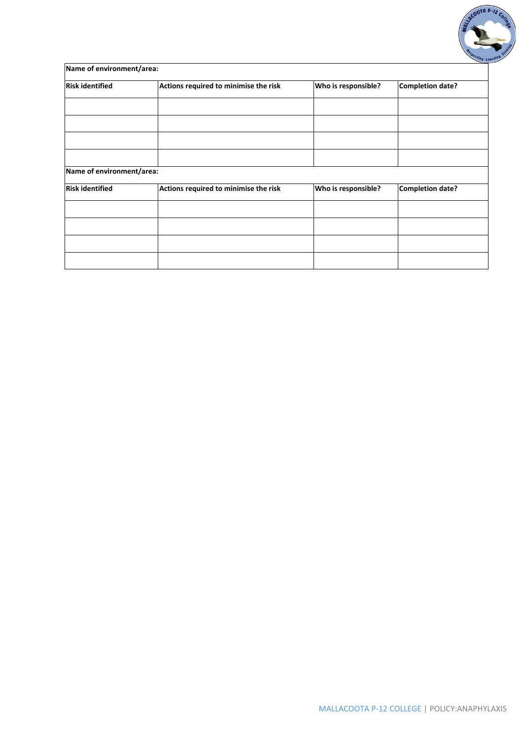| Name of environment/area: | | | |
|---|---|---|---|
| **Risk identified** | **Actions required to minimise the risk** | **Who is responsible?** | **Completion date?** |
| | | | |
| | | | |
| | | | |
| | | | |

| Name of environment/area: | | | |
|---|---|---|---|
| **Risk identified** | **Actions required to minimise the risk** | **Who is responsible?** | **Completion date?** |
| | | | |
| | | | |
| | | | |
| | | | |